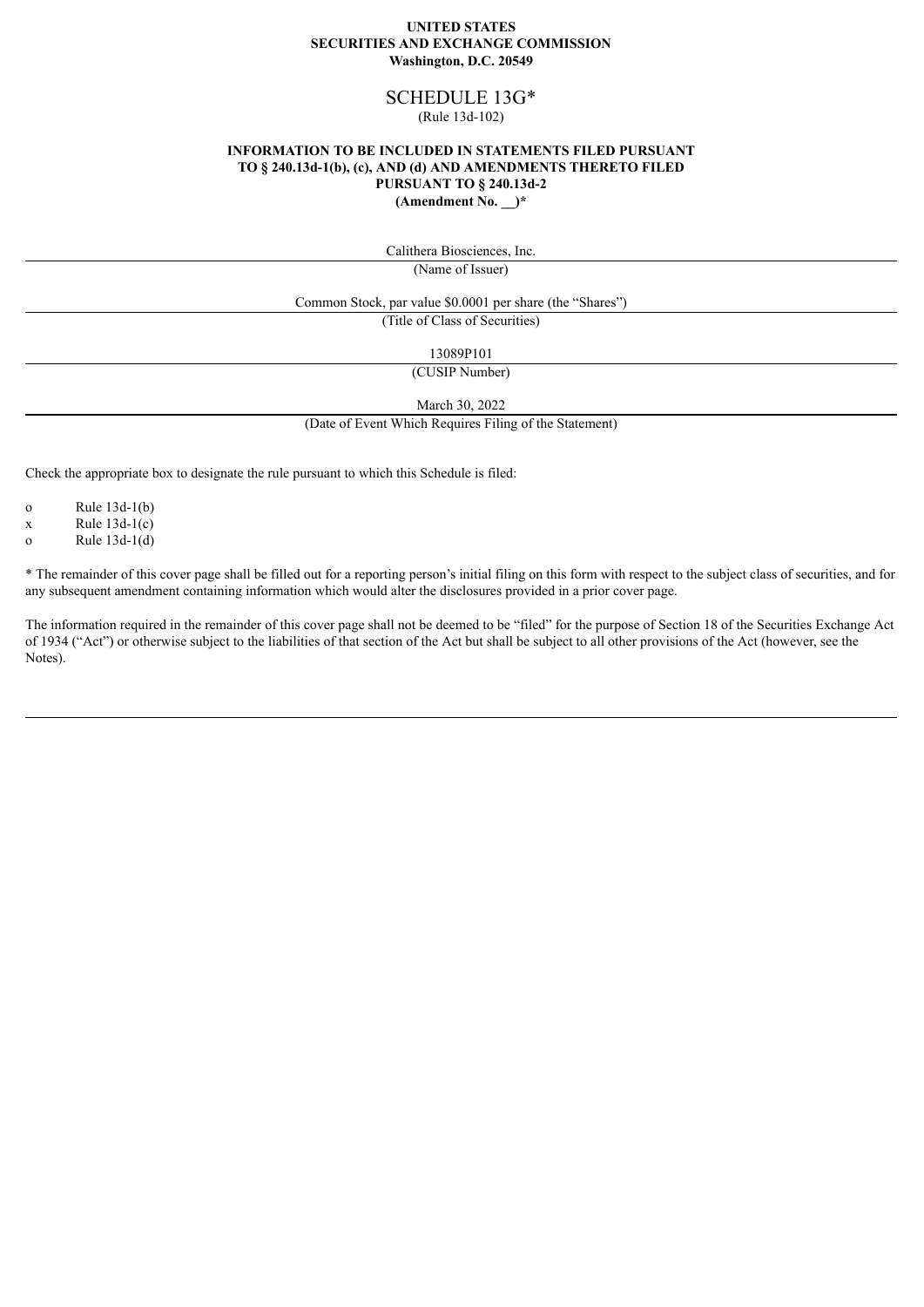**UNITED STATES**
**SECURITIES AND EXCHANGE COMMISSION**
**Washington, D.C. 20549**

# SCHEDULE 13G*

(Rule 13d-102)

**INFORMATION TO BE INCLUDED IN STATEMENTS FILED PURSUANT TO § 240.13d-1(b), (c), AND (d) AND AMENDMENTS THERETO FILED PURSUANT TO § 240.13d-2**
**(Amendment No. __)***

Calithera Biosciences, Inc.

(Name of Issuer)

Common Stock, par value $0.0001 per share (the "Shares")

(Title of Class of Securities)

13089P101

(CUSIP Number)

March 30, 2022

(Date of Event Which Requires Filing of the Statement)

Check the appropriate box to designate the rule pursuant to which this Schedule is filed:

o Rule 13d-1(b)
x Rule 13d-1(c)
o Rule 13d-1(d)

* The remainder of this cover page shall be filled out for a reporting person's initial filing on this form with respect to the subject class of securities, and for any subsequent amendment containing information which would alter the disclosures provided in a prior cover page.

The information required in the remainder of this cover page shall not be deemed to be "filed" for the purpose of Section 18 of the Securities Exchange Act of 1934 ("Act") or otherwise subject to the liabilities of that section of the Act but shall be subject to all other provisions of the Act (however, see the Notes).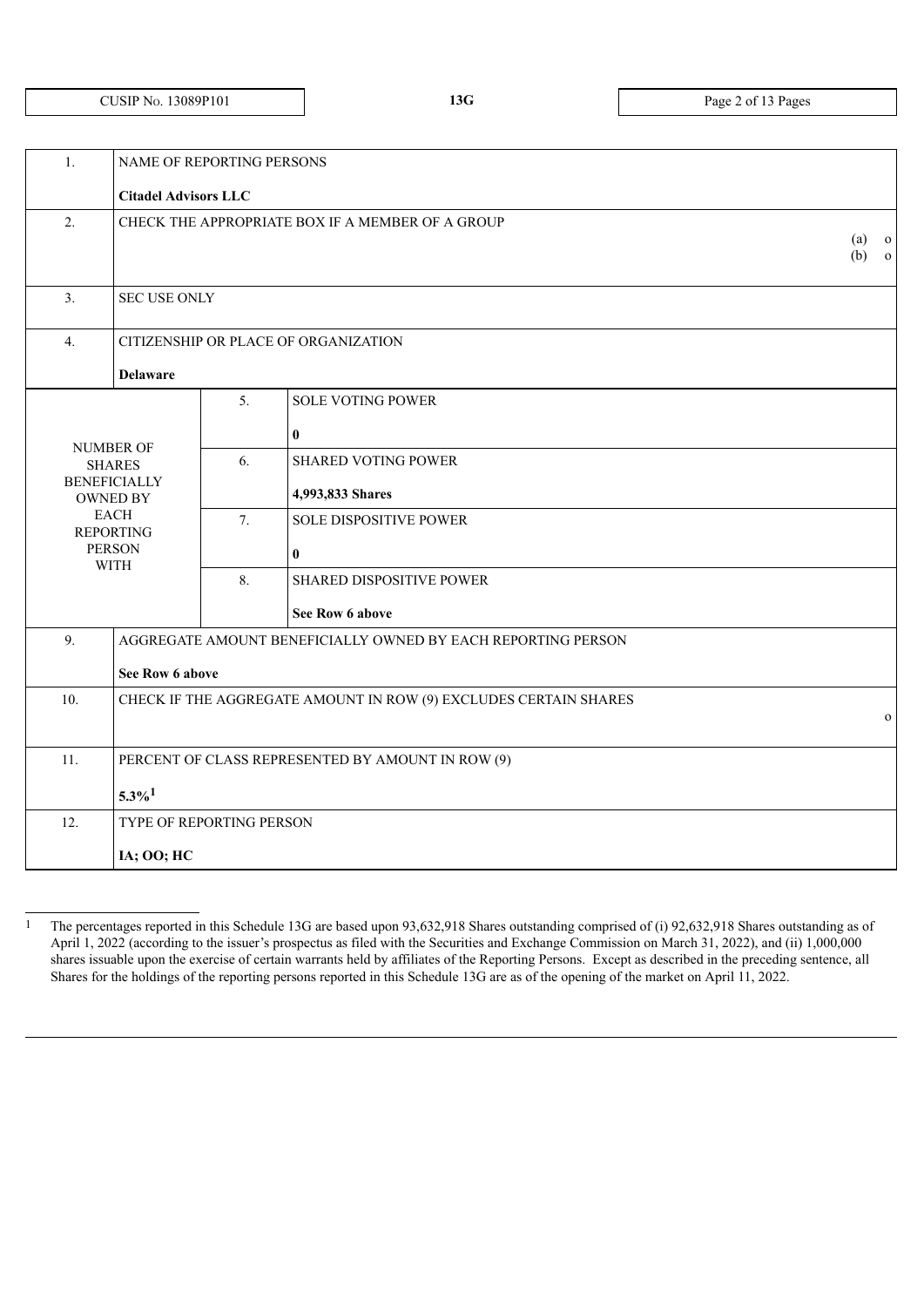CUSIP No. 13089P101 | 13G

| 1. | NAME OF REPORTING PERSONS<br><br>**Citadel Advisors LLC** | | |
|---|---|---|---|
| 2. | CHECK THE APPROPRIATE BOX IF A MEMBER OF A GROUP<br>(a) o<br>(b) o | | |
| 3. | SEC USE ONLY | | |
| 4. | CITIZENSHIP OR PLACE OF ORGANIZATION<br><br>**Delaware** | | |
| NUMBER OF SHARES BENEFICIALLY OWNED BY EACH REPORTING PERSON WITH | | 5. | SOLE VOTING POWER<br><br>**0** |
| | | 6. | SHARED VOTING POWER<br><br>**4,993,833 Shares** |
| | | 7. | SOLE DISPOSITIVE POWER<br><br>**0** |
| | | 8. | SHARED DISPOSITIVE POWER<br><br>**See Row 6 above** |
| 9. | AGGREGATE AMOUNT BENEFICIALLY OWNED BY EACH REPORTING PERSON<br><br>**See Row 6 above** | | |
| 10. | CHECK IF THE AGGREGATE AMOUNT IN ROW (9) EXCLUDES CERTAIN SHARES<br>o | | |
| 11. | PERCENT OF CLASS REPRESENTED BY AMOUNT IN ROW (9)<br><br>**5.3%[1]** | | |
| 12. | TYPE OF REPORTING PERSON<br><br>**IA; OO; HC** | | |

[1] The percentages reported in this Schedule 13G are based upon 93,632,918 Shares outstanding comprised of (i) 92,632,918 Shares outstanding as of April 1, 2022 (according to the issuer's prospectus as filed with the Securities and Exchange Commission on March 31, 2022), and (ii) 1,000,000 shares issuable upon the exercise of certain warrants held by affiliates of the Reporting Persons. Except as described in the preceding sentence, all Shares for the holdings of the reporting persons reported in this Schedule 13G are as of the opening of the market on April 11, 2022.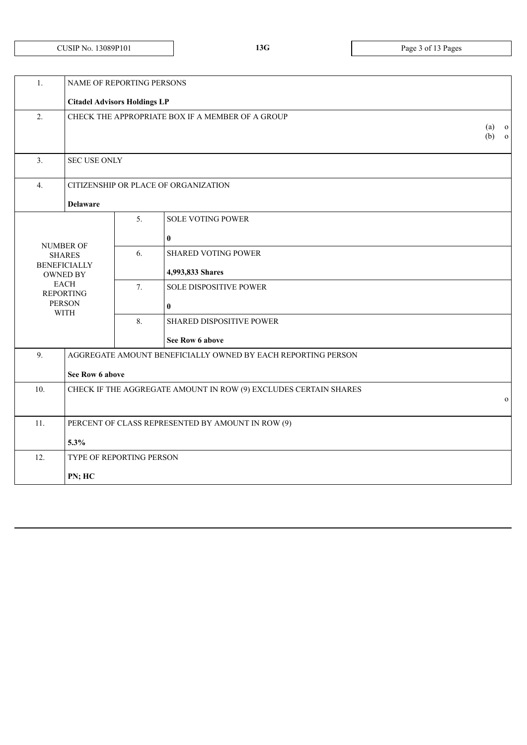| CUSIP No. 13089P101 | 13G | |
|---|---|---|

| | | | |
|---|---|---|---|
| 1. | NAME OF REPORTING PERSONS<br><br>**Citadel Advisors Holdings LP** | | |
| 2. | CHECK THE APPROPRIATE BOX IF A MEMBER OF A GROUP<br>(a) o<br>(b) o | | |
| 3. | SEC USE ONLY | | |
| 4. | CITIZENSHIP OR PLACE OF ORGANIZATION<br><br>**Delaware** | | |
| NUMBER OF SHARES BENEFICIALLY OWNED BY EACH REPORTING PERSON WITH | | 5. | SOLE VOTING POWER<br><br>**0** |
| | | 6. | SHARED VOTING POWER<br><br>**4,993,833 Shares** |
| | | 7. | SOLE DISPOSITIVE POWER<br><br>**0** |
| | | 8. | SHARED DISPOSITIVE POWER<br><br>**See Row 6 above** |
| 9. | AGGREGATE AMOUNT BENEFICIALLY OWNED BY EACH REPORTING PERSON<br><br>**See Row 6 above** | | |
| 10. | CHECK IF THE AGGREGATE AMOUNT IN ROW (9) EXCLUDES CERTAIN SHARES<br>o | | |
| 11. | PERCENT OF CLASS REPRESENTED BY AMOUNT IN ROW (9)<br><br>**5.3%** | | |
| 12. | TYPE OF REPORTING PERSON<br><br>**PN; HC** | | |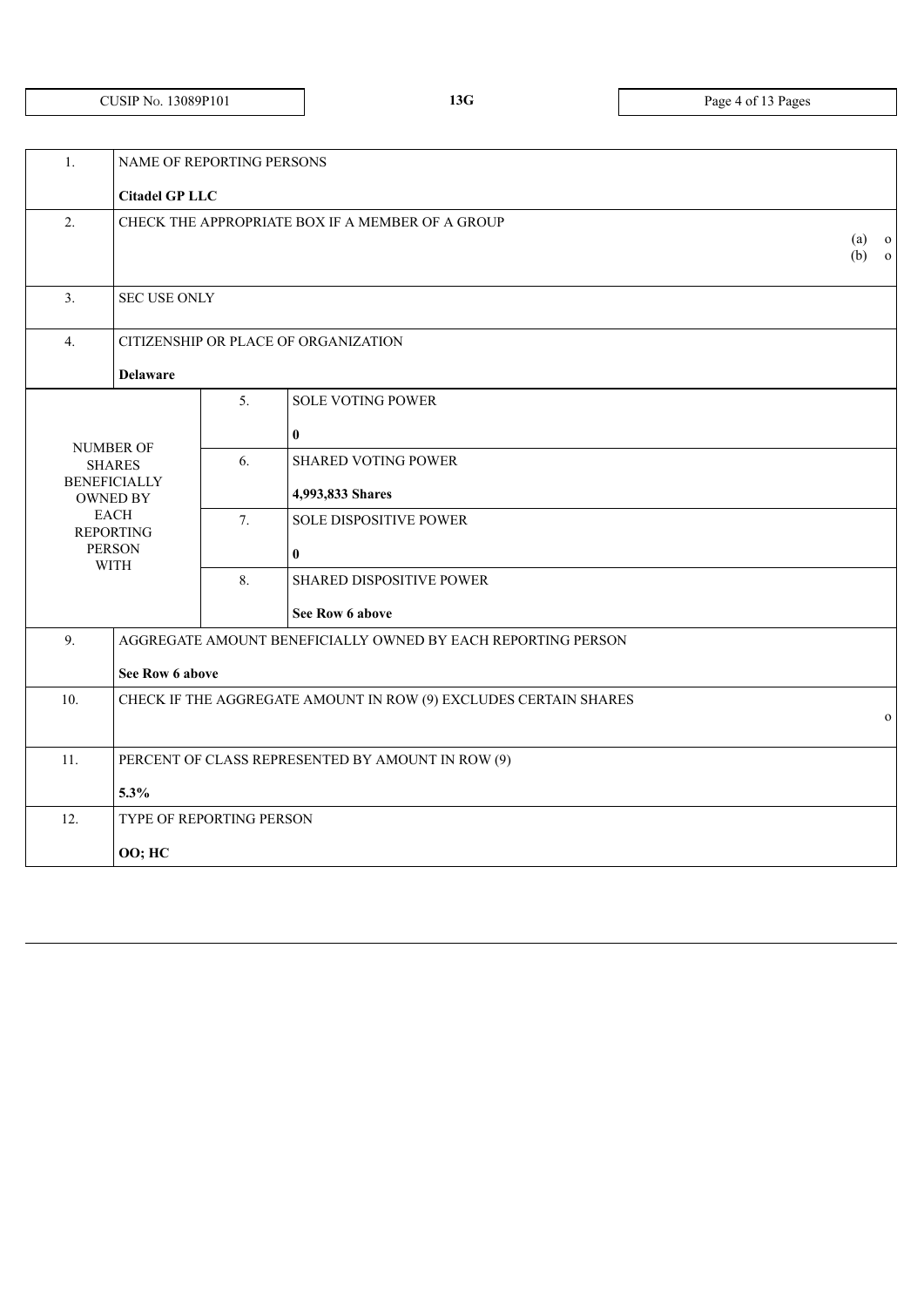| CUSIP No. 13089P101 | 13G | |
|---|---|---|

| | | | |
|---|---|---|---|
| 1. | NAME OF REPORTING PERSONS<br><br>**Citadel GP LLC** | | |
| 2. | CHECK THE APPROPRIATE BOX IF A MEMBER OF A GROUP<br>(a) o<br>(b) o | | |
| 3. | SEC USE ONLY | | |
| 4. | CITIZENSHIP OR PLACE OF ORGANIZATION<br><br>**Delaware** | | |
| NUMBER OF SHARES BENEFICIALLY OWNED BY EACH REPORTING PERSON WITH | 5. | SOLE VOTING POWER<br><br>**0** | |
| | 6. | SHARED VOTING POWER<br><br>**4,993,833 Shares** | |
| | 7. | SOLE DISPOSITIVE POWER<br><br>**0** | |
| | 8. | SHARED DISPOSITIVE POWER<br><br>**See Row 6 above** | |
| 9. | AGGREGATE AMOUNT BENEFICIALLY OWNED BY EACH REPORTING PERSON<br><br>**See Row 6 above** | | |
| 10. | CHECK IF THE AGGREGATE AMOUNT IN ROW (9) EXCLUDES CERTAIN SHARES<br>o | | |
| 11. | PERCENT OF CLASS REPRESENTED BY AMOUNT IN ROW (9)<br><br>**5.3%** | | |
| 12. | TYPE OF REPORTING PERSON<br><br>**OO; HC** | | |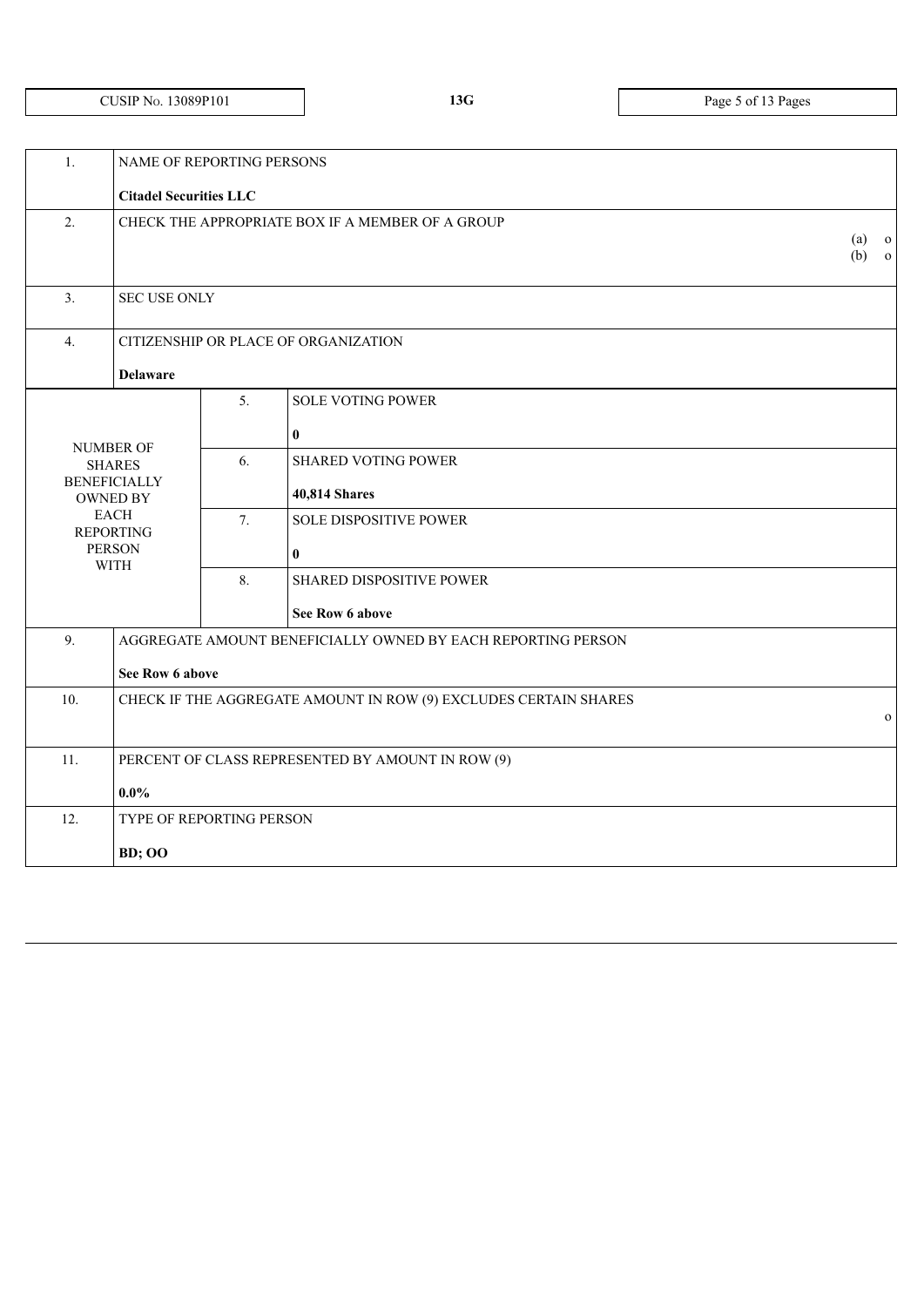| CUSIP No. 13089P101 | 13G |
|---|---|

| | | | |
|---|---|---|---|
| 1. | NAME OF REPORTING PERSONS<br><br>**Citadel Securities LLC** | | |
| 2. | CHECK THE APPROPRIATE BOX IF A MEMBER OF A GROUP<br>(a) o<br>(b) o | | |
| 3. | SEC USE ONLY | | |
| 4. | CITIZENSHIP OR PLACE OF ORGANIZATION<br><br>**Delaware** | | |
| NUMBER OF SHARES BENEFICIALLY OWNED BY EACH REPORTING PERSON WITH | | 5. | SOLE VOTING POWER<br><br>**0** |
| | | 6. | SHARED VOTING POWER<br><br>**40,814 Shares** |
| | | 7. | SOLE DISPOSITIVE POWER<br><br>**0** |
| | | 8. | SHARED DISPOSITIVE POWER<br><br>**See Row 6 above** |
| 9. | AGGREGATE AMOUNT BENEFICIALLY OWNED BY EACH REPORTING PERSON<br><br>**See Row 6 above** | | |
| 10. | CHECK IF THE AGGREGATE AMOUNT IN ROW (9) EXCLUDES CERTAIN SHARES<br>o | | |
| 11. | PERCENT OF CLASS REPRESENTED BY AMOUNT IN ROW (9)<br><br>**0.0%** | | |
| 12. | TYPE OF REPORTING PERSON<br><br>**BD; OO** | | |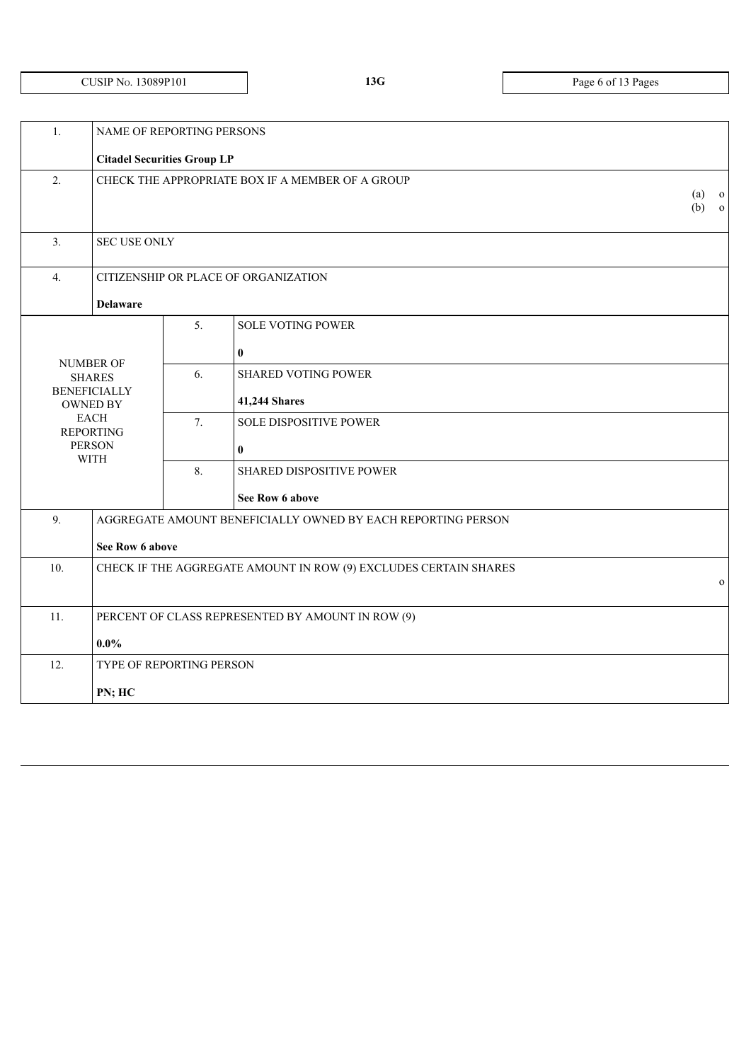CUSIP No. 13089P101 | 13G

| | | | |
|---|---|---|---|
| 1. | NAME OF REPORTING PERSONS<br><br>**Citadel Securities Group LP** | | |
| 2. | CHECK THE APPROPRIATE BOX IF A MEMBER OF A GROUP<br>(a) o<br>(b) o | | |
| 3. | SEC USE ONLY | | |
| 4. | CITIZENSHIP OR PLACE OF ORGANIZATION<br><br>**Delaware** | | |
| NUMBER OF SHARES BENEFICIALLY OWNED BY EACH REPORTING PERSON WITH | | 5. | SOLE VOTING POWER<br><br>**0** |
| | | 6. | SHARED VOTING POWER<br><br>**41,244 Shares** |
| | | 7. | SOLE DISPOSITIVE POWER<br><br>**0** |
| | | 8. | SHARED DISPOSITIVE POWER<br><br>**See Row 6 above** |
| 9. | AGGREGATE AMOUNT BENEFICIALLY OWNED BY EACH REPORTING PERSON<br><br>**See Row 6 above** | | |
| 10. | CHECK IF THE AGGREGATE AMOUNT IN ROW (9) EXCLUDES CERTAIN SHARES<br>o | | |
| 11. | PERCENT OF CLASS REPRESENTED BY AMOUNT IN ROW (9)<br><br>**0.0%** | | |
| 12. | TYPE OF REPORTING PERSON<br><br>**PN; HC** | | |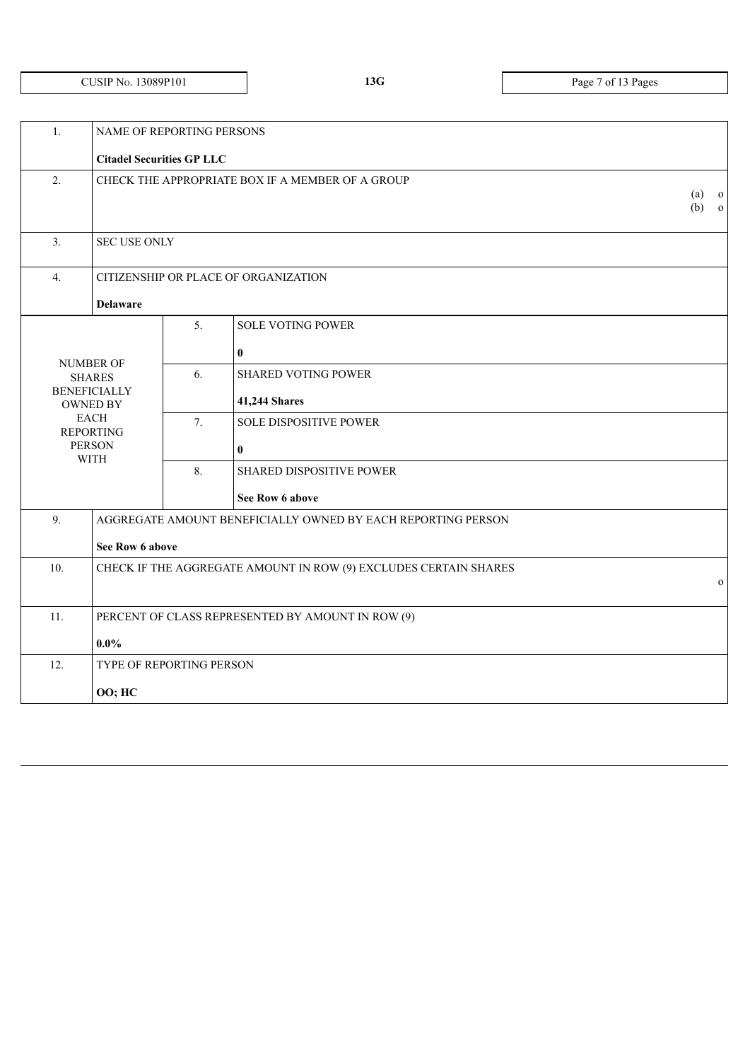| CUSIP No. 13089P101 | 13G | |
|---|---|---|

| 1. | NAME OF REPORTING PERSONS<br><br>**Citadel Securities GP LLC** | | |
|---|---|---|---|
| 2. | CHECK THE APPROPRIATE BOX IF A MEMBER OF A GROUP<br>(a) o<br>(b) o | | |
| 3. | SEC USE ONLY | | |
| 4. | CITIZENSHIP OR PLACE OF ORGANIZATION<br><br>**Delaware** | | |
| NUMBER OF SHARES BENEFICIALLY OWNED BY EACH REPORTING PERSON WITH | 5. | SOLE VOTING POWER<br><br>**0** | |
| | 6. | SHARED VOTING POWER<br><br>**41,244 Shares** | |
| | 7. | SOLE DISPOSITIVE POWER<br><br>**0** | |
| | 8. | SHARED DISPOSITIVE POWER<br><br>**See Row 6 above** | |
| 9. | AGGREGATE AMOUNT BENEFICIALLY OWNED BY EACH REPORTING PERSON<br><br>**See Row 6 above** | | |
| 10. | CHECK IF THE AGGREGATE AMOUNT IN ROW (9) EXCLUDES CERTAIN SHARES<br>o | | |
| 11. | PERCENT OF CLASS REPRESENTED BY AMOUNT IN ROW (9)<br><br>**0.0%** | | |
| 12. | TYPE OF REPORTING PERSON<br><br>**OO; HC** | | |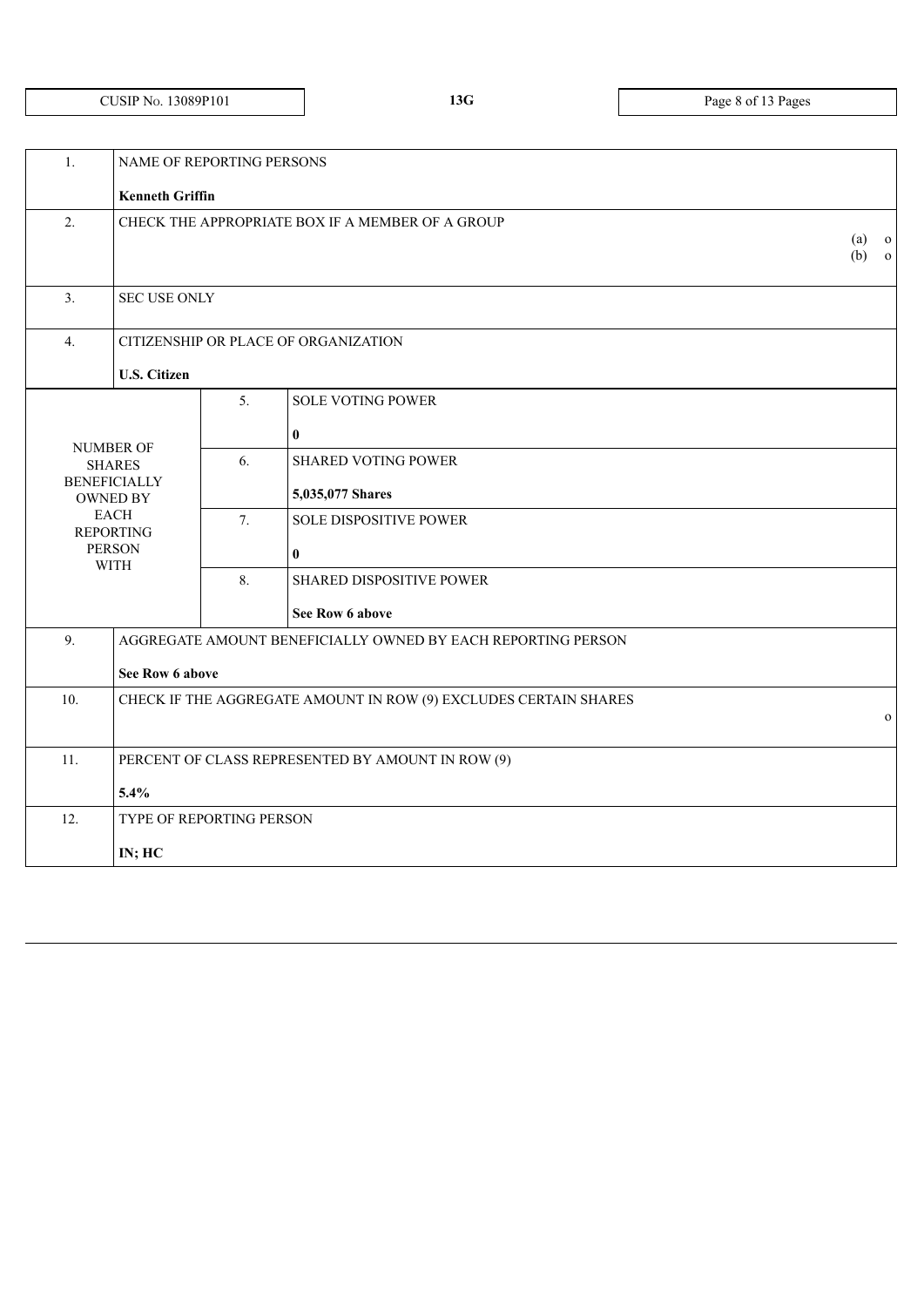| CUSIP No. 13089P101 | 13G | |
|---|---|---|

| | | | |
|---|---|---|---|
| 1. | NAME OF REPORTING PERSONS<br><br>**Kenneth Griffin** | | |
| 2. | CHECK THE APPROPRIATE BOX IF A MEMBER OF A GROUP<br>(a) o<br>(b) o | | |
| 3. | SEC USE ONLY | | |
| 4. | CITIZENSHIP OR PLACE OF ORGANIZATION<br><br>**U.S. Citizen** | | |
| NUMBER OF SHARES BENEFICIALLY OWNED BY EACH REPORTING PERSON WITH | | 5. | SOLE VOTING POWER<br><br>**0** |
| | | 6. | SHARED VOTING POWER<br><br>**5,035,077 Shares** |
| | | 7. | SOLE DISPOSITIVE POWER<br><br>**0** |
| | | 8. | SHARED DISPOSITIVE POWER<br><br>**See Row 6 above** |
| 9. | AGGREGATE AMOUNT BENEFICIALLY OWNED BY EACH REPORTING PERSON<br><br>**See Row 6 above** | | |
| 10. | CHECK IF THE AGGREGATE AMOUNT IN ROW (9) EXCLUDES CERTAIN SHARES<br>o | | |
| 11. | PERCENT OF CLASS REPRESENTED BY AMOUNT IN ROW (9)<br><br>**5.4%** | | |
| 12. | TYPE OF REPORTING PERSON<br><br>**IN; HC** | | |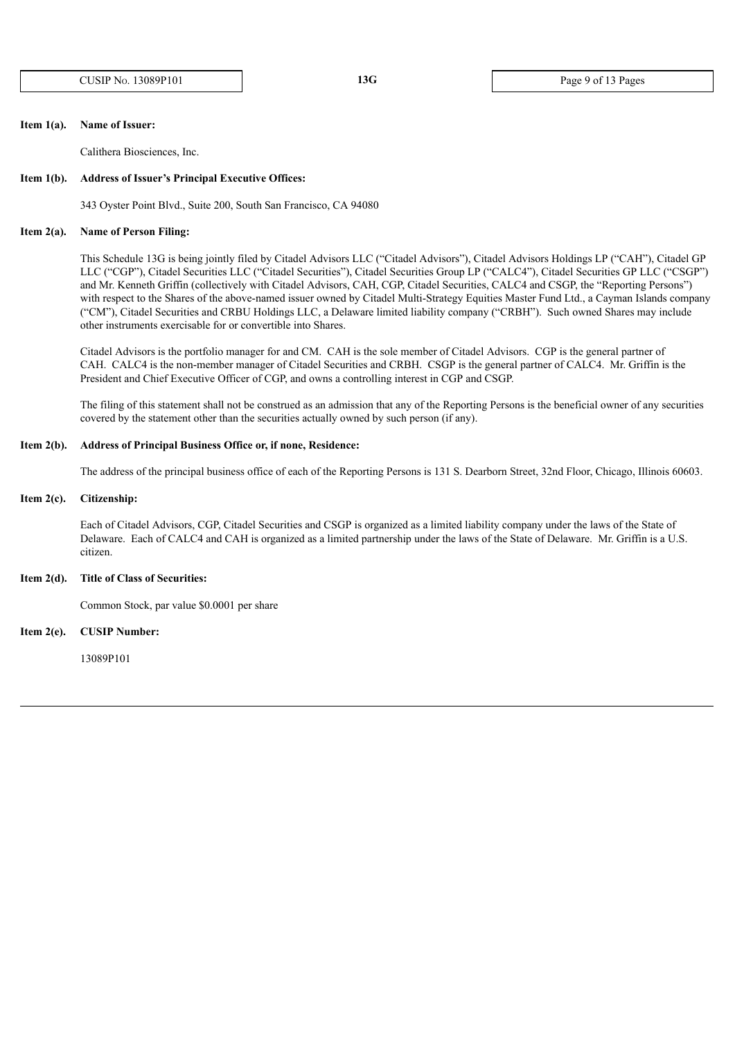**Item 1(a). Name of Issuer:**

Calithera Biosciences, Inc.

**Item 1(b). Address of Issuer's Principal Executive Offices:**

343 Oyster Point Blvd., Suite 200, South San Francisco, CA 94080

**Item 2(a). Name of Person Filing:**

This Schedule 13G is being jointly filed by Citadel Advisors LLC ("Citadel Advisors"), Citadel Advisors Holdings LP ("CAH"), Citadel GP LLC ("CGP"), Citadel Securities LLC ("Citadel Securities"), Citadel Securities Group LP ("CALC4"), Citadel Securities GP LLC ("CSGP") and Mr. Kenneth Griffin (collectively with Citadel Advisors, CAH, CGP, Citadel Securities, CALC4 and CSGP, the "Reporting Persons") with respect to the Shares of the above-named issuer owned by Citadel Multi-Strategy Equities Master Fund Ltd., a Cayman Islands company ("CM"), Citadel Securities and CRBU Holdings LLC, a Delaware limited liability company ("CRBH"). Such owned Shares may include other instruments exercisable for or convertible into Shares.

Citadel Advisors is the portfolio manager for and CM. CAH is the sole member of Citadel Advisors. CGP is the general partner of CAH. CALC4 is the non-member manager of Citadel Securities and CRBH. CSGP is the general partner of CALC4. Mr. Griffin is the President and Chief Executive Officer of CGP, and owns a controlling interest in CGP and CSGP.

The filing of this statement shall not be construed as an admission that any of the Reporting Persons is the beneficial owner of any securities covered by the statement other than the securities actually owned by such person (if any).

**Item 2(b). Address of Principal Business Office or, if none, Residence:**

The address of the principal business office of each of the Reporting Persons is 131 S. Dearborn Street, 32nd Floor, Chicago, Illinois 60603.

**Item 2(c). Citizenship:**

Each of Citadel Advisors, CGP, Citadel Securities and CSGP is organized as a limited liability company under the laws of the State of Delaware. Each of CALC4 and CAH is organized as a limited partnership under the laws of the State of Delaware. Mr. Griffin is a U.S. citizen.

**Item 2(d). Title of Class of Securities:**

Common Stock, par value $0.0001 per share

**Item 2(e). CUSIP Number:**

13089P101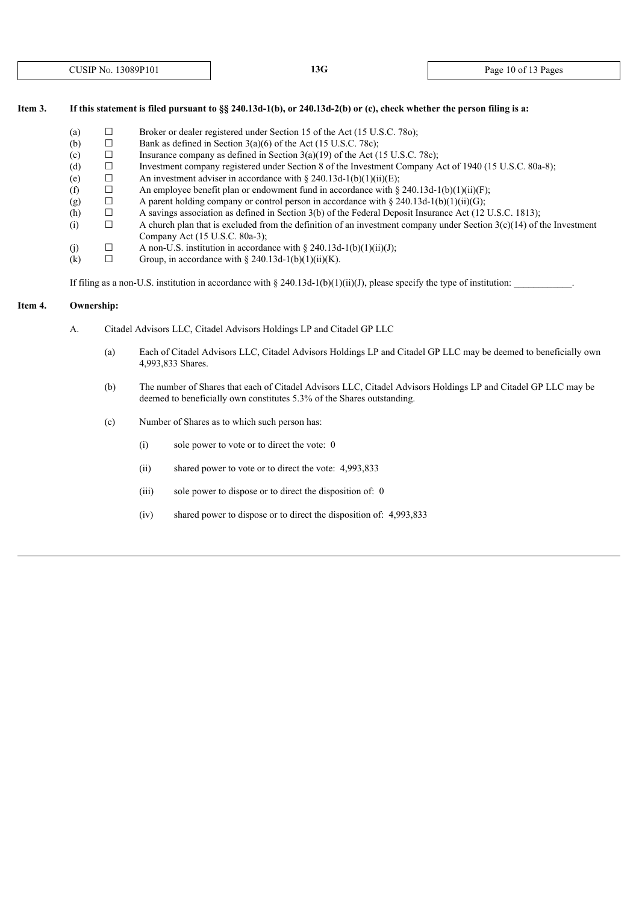**Item 3. If this statement is filed pursuant to §§ 240.13d-1(b), or 240.13d-2(b) or (c), check whether the person filing is a:**

- (a) ☐ Broker or dealer registered under Section 15 of the Act (15 U.S.C. 78o);
- (b) ☐ Bank as defined in Section 3(a)(6) of the Act (15 U.S.C. 78c);
- (c) ☐ Insurance company as defined in Section 3(a)(19) of the Act (15 U.S.C. 78c);
- (d) ☐ Investment company registered under Section 8 of the Investment Company Act of 1940 (15 U.S.C. 80a-8);
- (e) ☐ An investment adviser in accordance with § 240.13d-1(b)(1)(ii)(E);
- (f) ☐ An employee benefit plan or endowment fund in accordance with § 240.13d-1(b)(1)(ii)(F);
- (g) ☐ A parent holding company or control person in accordance with § 240.13d-1(b)(1)(ii)(G);
- (h) ☐ A savings association as defined in Section 3(b) of the Federal Deposit Insurance Act (12 U.S.C. 1813);
- (i) ☐ A church plan that is excluded from the definition of an investment company under Section 3(c)(14) of the Investment Company Act (15 U.S.C. 80a-3);
- (j) ☐ A non-U.S. institution in accordance with § 240.13d-1(b)(1)(ii)(J);
- (k) ☐ Group, in accordance with § 240.13d-1(b)(1)(ii)(K).

If filing as a non-U.S. institution in accordance with § 240.13d-1(b)(1)(ii)(J), please specify the type of institution: \_\_\_\_\_\_\_\_\_\_\_\_.

**Item 4. Ownership:**

A. Citadel Advisors LLC, Citadel Advisors Holdings LP and Citadel GP LLC

(a) Each of Citadel Advisors LLC, Citadel Advisors Holdings LP and Citadel GP LLC may be deemed to beneficially own 4,993,833 Shares.

(b) The number of Shares that each of Citadel Advisors LLC, Citadel Advisors Holdings LP and Citadel GP LLC may be deemed to beneficially own constitutes 5.3% of the Shares outstanding.

(c) Number of Shares as to which such person has:

(i) sole power to vote or to direct the vote: 0

(ii) shared power to vote or to direct the vote: 4,993,833

(iii) sole power to dispose or to direct the disposition of: 0

(iv) shared power to dispose or to direct the disposition of: 4,993,833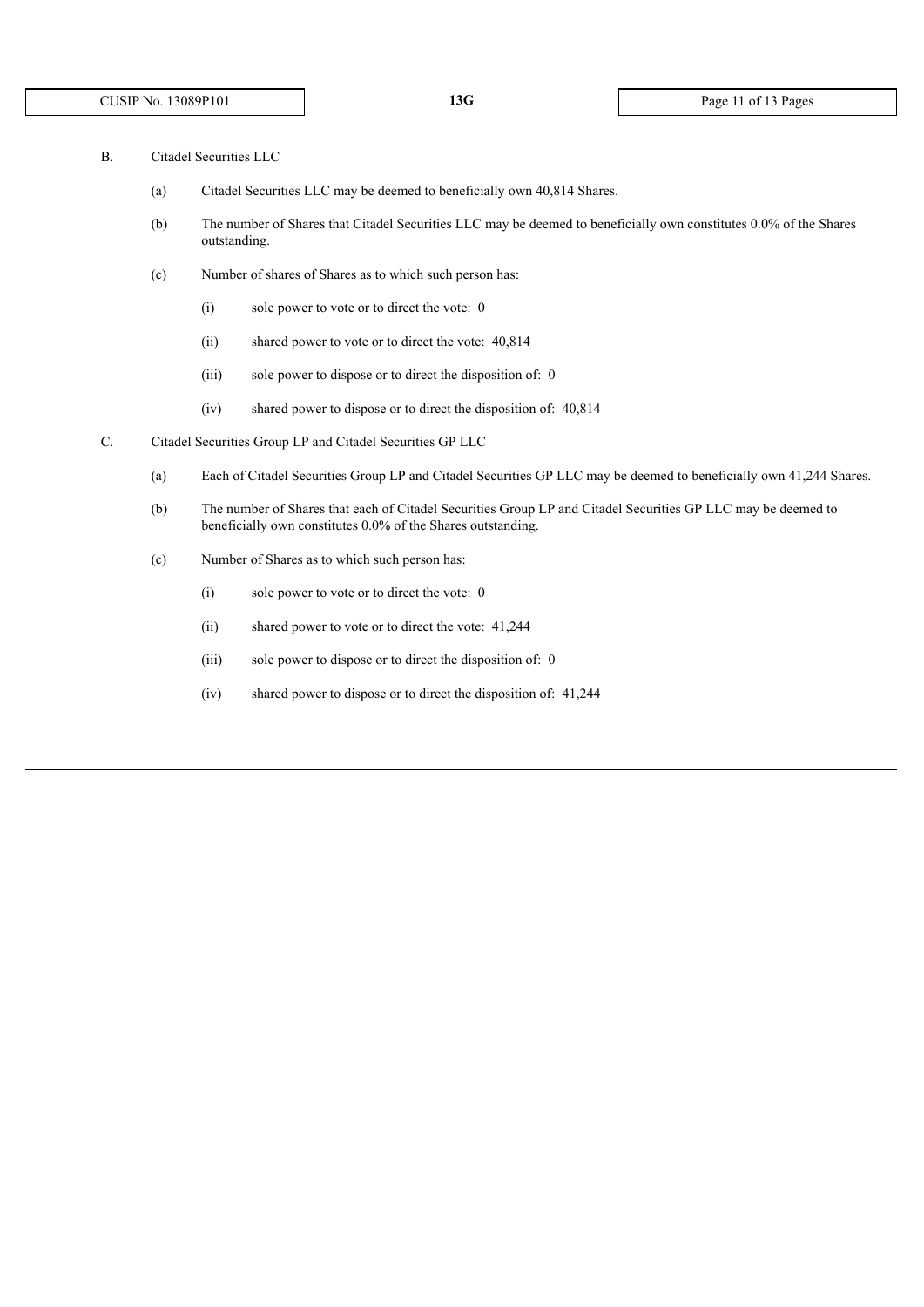B. Citadel Securities LLC

(a) Citadel Securities LLC may be deemed to beneficially own 40,814 Shares.

(b) The number of Shares that Citadel Securities LLC may be deemed to beneficially own constitutes 0.0% of the Shares outstanding.

(c) Number of shares of Shares as to which such person has:

(i) sole power to vote or to direct the vote: 0

(ii) shared power to vote or to direct the vote: 40,814

(iii) sole power to dispose or to direct the disposition of: 0

(iv) shared power to dispose or to direct the disposition of: 40,814

C. Citadel Securities Group LP and Citadel Securities GP LLC

(a) Each of Citadel Securities Group LP and Citadel Securities GP LLC may be deemed to beneficially own 41,244 Shares.

(b) The number of Shares that each of Citadel Securities Group LP and Citadel Securities GP LLC may be deemed to beneficially own constitutes 0.0% of the Shares outstanding.

(c) Number of Shares as to which such person has:

(i) sole power to vote or to direct the vote: 0

(ii) shared power to vote or to direct the vote: 41,244

(iii) sole power to dispose or to direct the disposition of: 0

(iv) shared power to dispose or to direct the disposition of: 41,244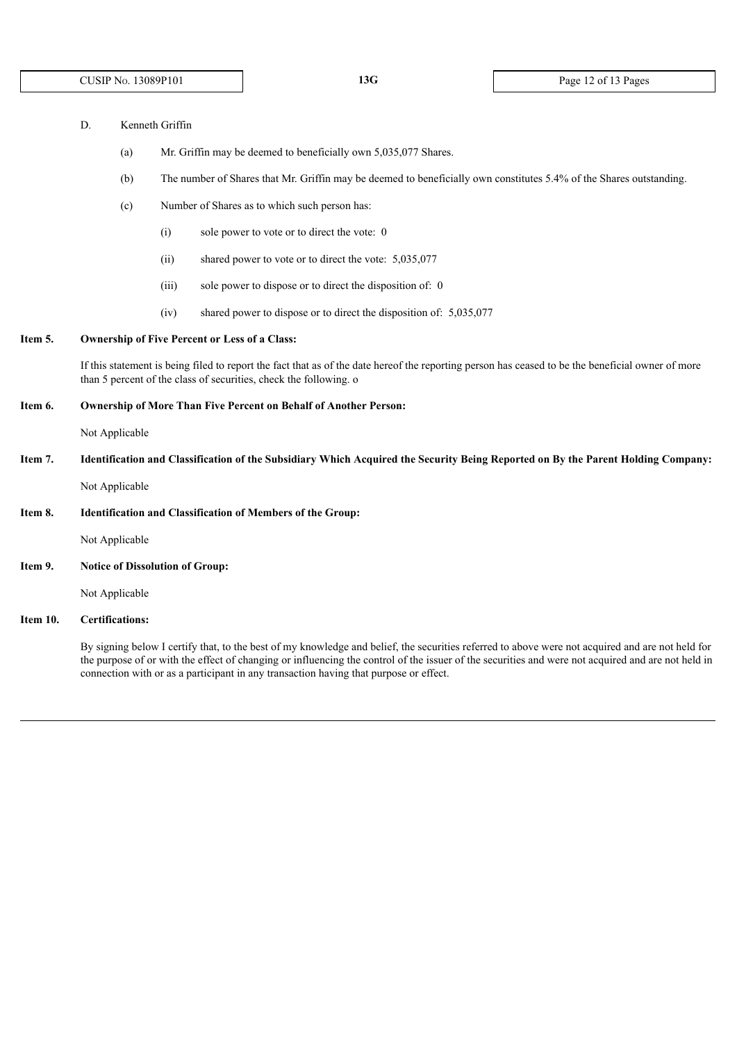D. Kenneth Griffin

(a) Mr. Griffin may be deemed to beneficially own 5,035,077 Shares.

(b) The number of Shares that Mr. Griffin may be deemed to beneficially own constitutes 5.4% of the Shares outstanding.

(c) Number of Shares as to which such person has:

(i) sole power to vote or to direct the vote: 0

(ii) shared power to vote or to direct the vote: 5,035,077

(iii) sole power to dispose or to direct the disposition of: 0

(iv) shared power to dispose or to direct the disposition of: 5,035,077

**Item 5. Ownership of Five Percent or Less of a Class:**

If this statement is being filed to report the fact that as of the date hereof the reporting person has ceased to be the beneficial owner of more than 5 percent of the class of securities, check the following. o

**Item 6. Ownership of More Than Five Percent on Behalf of Another Person:**

Not Applicable

**Item 7. Identification and Classification of the Subsidiary Which Acquired the Security Being Reported on By the Parent Holding Company:**

Not Applicable

**Item 8. Identification and Classification of Members of the Group:**

Not Applicable

**Item 9. Notice of Dissolution of Group:**

Not Applicable

**Item 10. Certifications:**

By signing below I certify that, to the best of my knowledge and belief, the securities referred to above were not acquired and are not held for the purpose of or with the effect of changing or influencing the control of the issuer of the securities and were not acquired and are not held in connection with or as a participant in any transaction having that purpose or effect.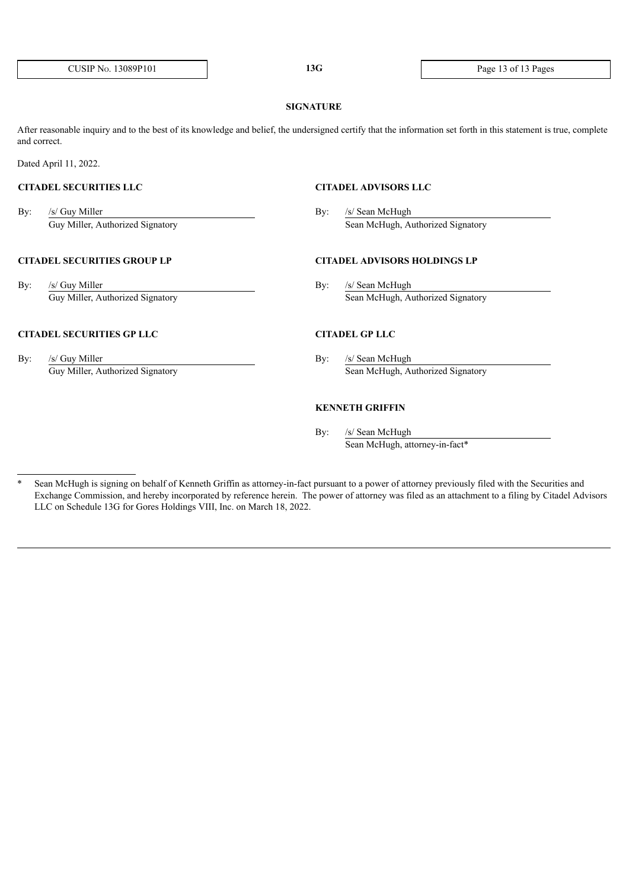## SIGNATURE

After reasonable inquiry and to the best of its knowledge and belief, the undersigned certify that the information set forth in this statement is true, complete and correct.

Dated April 11, 2022.

**CITADEL SECURITIES LLC**

By: /s/ Guy Miller
Guy Miller, Authorized Signatory

**CITADEL SECURITIES GROUP LP**

By: /s/ Guy Miller
Guy Miller, Authorized Signatory

**CITADEL SECURITIES GP LLC**

By: /s/ Guy Miller
Guy Miller, Authorized Signatory

**CITADEL ADVISORS LLC**

By: /s/ Sean McHugh
Sean McHugh, Authorized Signatory

**CITADEL ADVISORS HOLDINGS LP**

By: /s/ Sean McHugh
Sean McHugh, Authorized Signatory

**CITADEL GP LLC**

By: /s/ Sean McHugh
Sean McHugh, Authorized Signatory

**KENNETH GRIFFIN**

By: /s/ Sean McHugh
Sean McHugh, attorney-in-fact*

---

* Sean McHugh is signing on behalf of Kenneth Griffin as attorney-in-fact pursuant to a power of attorney previously filed with the Securities and Exchange Commission, and hereby incorporated by reference herein. The power of attorney was filed as an attachment to a filing by Citadel Advisors LLC on Schedule 13G for Gores Holdings VIII, Inc. on March 18, 2022.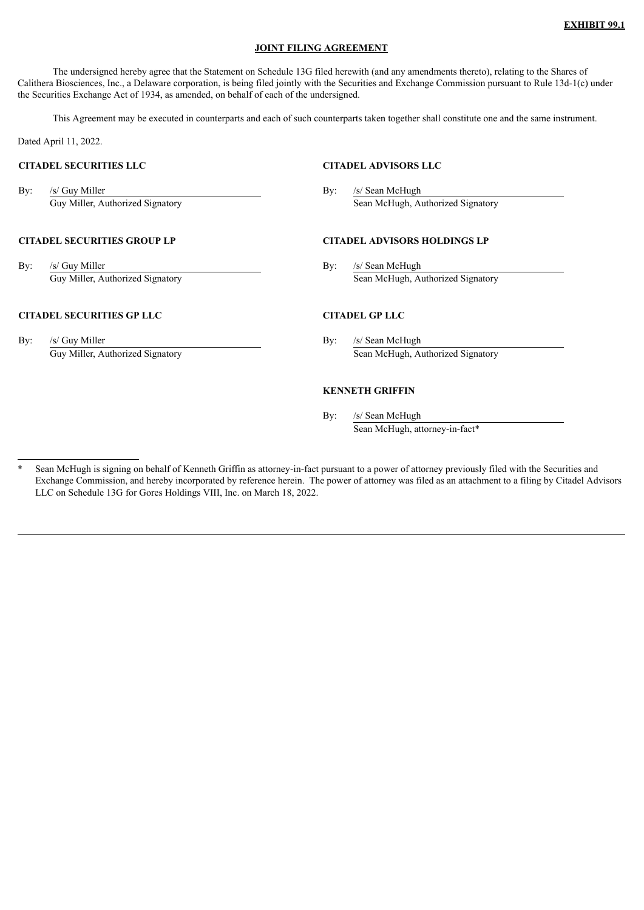**EXHIBIT 99.1**

**JOINT FILING AGREEMENT**

The undersigned hereby agree that the Statement on Schedule 13G filed herewith (and any amendments thereto), relating to the Shares of Calithera Biosciences, Inc., a Delaware corporation, is being filed jointly with the Securities and Exchange Commission pursuant to Rule 13d-1(c) under the Securities Exchange Act of 1934, as amended, on behalf of each of the undersigned.

This Agreement may be executed in counterparts and each of such counterparts taken together shall constitute one and the same instrument.

Dated April 11, 2022.

**CITADEL SECURITIES LLC**

By: /s/ Guy Miller
Guy Miller, Authorized Signatory

**CITADEL SECURITIES GROUP LP**

By: /s/ Guy Miller
Guy Miller, Authorized Signatory

**CITADEL SECURITIES GP LLC**

By: /s/ Guy Miller
Guy Miller, Authorized Signatory

**CITADEL ADVISORS LLC**

By: /s/ Sean McHugh
Sean McHugh, Authorized Signatory

**CITADEL ADVISORS HOLDINGS LP**

By: /s/ Sean McHugh
Sean McHugh, Authorized Signatory

**CITADEL GP LLC**

By: /s/ Sean McHugh
Sean McHugh, Authorized Signatory

**KENNETH GRIFFIN**

By: /s/ Sean McHugh
Sean McHugh, attorney-in-fact*

\* Sean McHugh is signing on behalf of Kenneth Griffin as attorney-in-fact pursuant to a power of attorney previously filed with the Securities and Exchange Commission, and hereby incorporated by reference herein. The power of attorney was filed as an attachment to a filing by Citadel Advisors LLC on Schedule 13G for Gores Holdings VIII, Inc. on March 18, 2022.